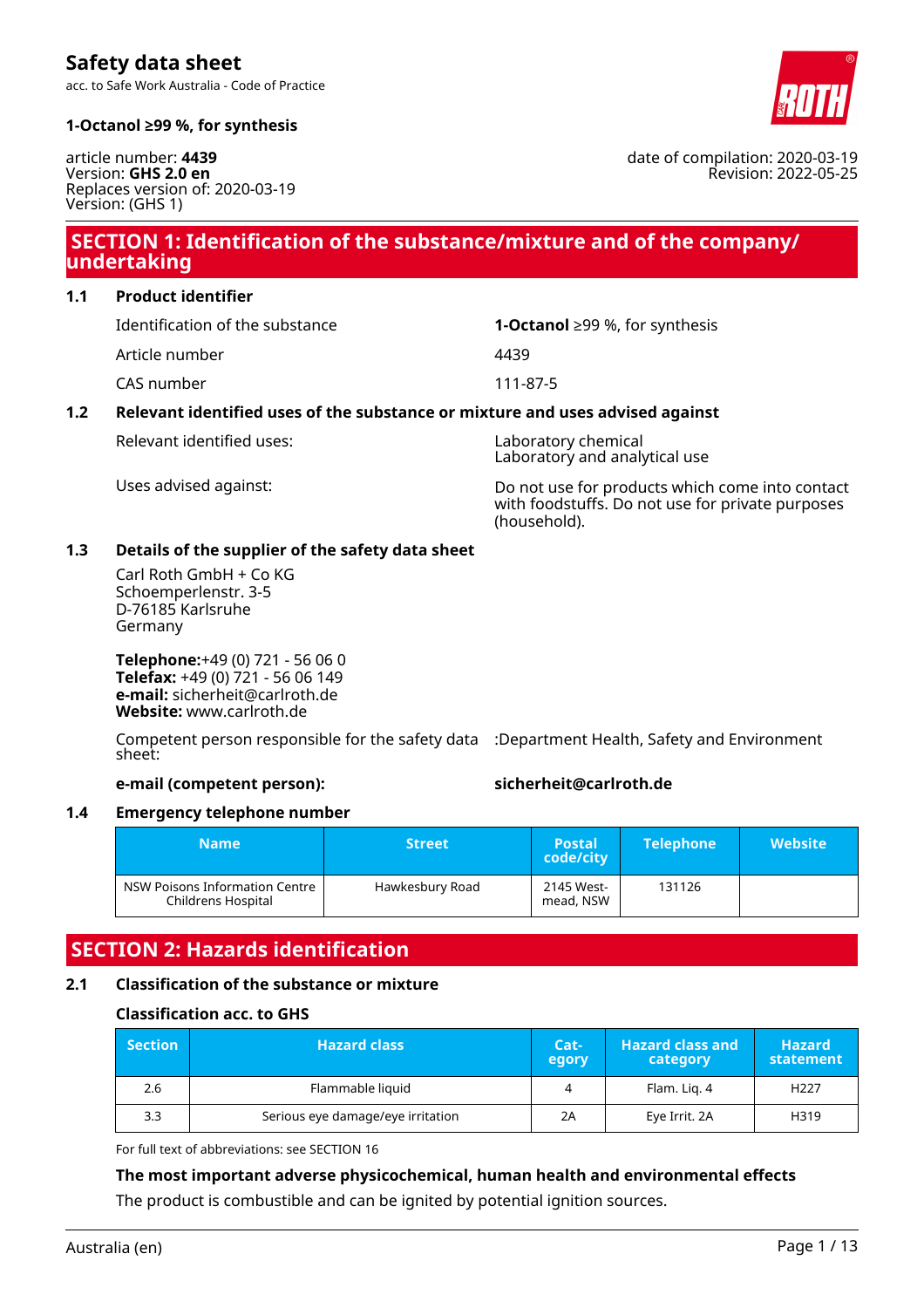# Safety data sheet

acc. to Safe Work Australia - Code of Practice

**1-Octanol ≥99 %, for synthesis**

article number: **4439**
Version: **GHS 2.0 en**
Replaces version of: 2020-03-19
Version: (GHS 1)

date of compilation: 2020-03-19
Revision: 2022-05-25

## SECTION 1: Identification of the substance/mixture and of the company/undertaking

### 1.1 Product identifier

| | |
|---|---|
| Identification of the substance | **1-Octanol** ≥99 %, for synthesis |
| Article number | 4439 |
| CAS number | 111-87-5 |

### 1.2 Relevant identified uses of the substance or mixture and uses advised against

| | |
|---|---|
| Relevant identified uses: | Laboratory chemical<br>Laboratory and analytical use |
| Uses advised against: | Do not use for products which come into contact with foodstuffs. Do not use for private purposes (household). |

### 1.3 Details of the supplier of the safety data sheet

Carl Roth GmbH + Co KG
Schoemperlenstr. 3-5
D-76185 Karlsruhe
Germany

**Telephone:**+49 (0) 721 - 56 06 0
**Telefax:** +49 (0) 721 - 56 06 149
**e-mail:** sicherheit@carlroth.de
**Website:** www.carlroth.de

Competent person responsible for the safety data sheet: :Department Health, Safety and Environment

**e-mail (competent person):** **sicherheit@carlroth.de**

### 1.4 Emergency telephone number

| Name | Street | Postal code/city | Telephone | Website |
|---|---|---|---|---|
| NSW Poisons Information Centre Childrens Hospital | Hawkesbury Road | 2145 Westmead, NSW | 131126 | |

## SECTION 2: Hazards identification

### 2.1 Classification of the substance or mixture

**Classification acc. to GHS**

| Section | Hazard class | Category | Hazard class and category | Hazard statement |
|---|---|---|---|---|
| 2.6 | Flammable liquid | 4 | Flam. Liq. 4 | H227 |
| 3.3 | Serious eye damage/eye irritation | 2A | Eye Irrit. 2A | H319 |

For full text of abbreviations: see SECTION 16

**The most important adverse physicochemical, human health and environmental effects**

The product is combustible and can be ignited by potential ignition sources.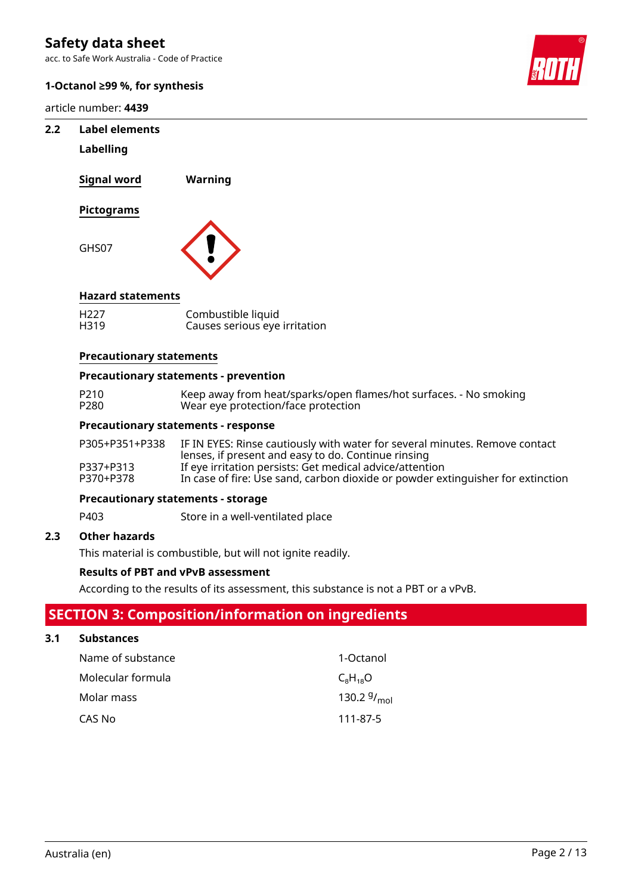### 2.2 Label elements

**Labelling**

**Signal word** **Warning**

**Pictograms**

GHS07

**Hazard statements**

| | |
|---|---|
| H227 | Combustible liquid |
| H319 | Causes serious eye irritation |

**Precautionary statements**

**Precautionary statements - prevention**

| | |
|---|---|
| P210 | Keep away from heat/sparks/open flames/hot surfaces. - No smoking |
| P280 | Wear eye protection/face protection |

**Precautionary statements - response**

| | |
|---|---|
| P305+P351+P338 | IF IN EYES: Rinse cautiously with water for several minutes. Remove contact lenses, if present and easy to do. Continue rinsing |
| P337+P313 | If eye irritation persists: Get medical advice/attention |
| P370+P378 | In case of fire: Use sand, carbon dioxide or powder extinguisher for extinction |

**Precautionary statements - storage**

| | |
|---|---|
| P403 | Store in a well-ventilated place |

### 2.3 Other hazards

This material is combustible, but will not ignite readily.

**Results of PBT and vPvB assessment**

According to the results of its assessment, this substance is not a PBT or a vPvB.

## SECTION 3: Composition/information on ingredients

### 3.1 Substances

| | |
|---|---|
| Name of substance | 1-Octanol |
| Molecular formula | $C_8H_{18}O$ |
| Molar mass | 130.2 $^{g}/_{mol}$ |
| CAS No | 111-87-5 |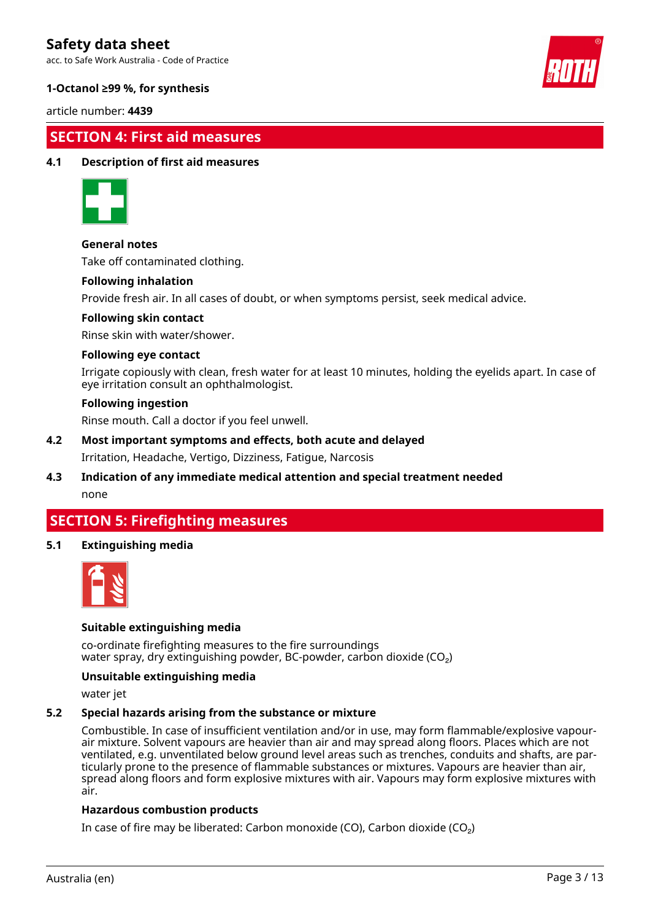## SECTION 4: First aid measures

### 4.1 Description of first aid measures

**General notes**

Take off contaminated clothing.

**Following inhalation**

Provide fresh air. In all cases of doubt, or when symptoms persist, seek medical advice.

**Following skin contact**

Rinse skin with water/shower.

**Following eye contact**

Irrigate copiously with clean, fresh water for at least 10 minutes, holding the eyelids apart. In case of eye irritation consult an ophthalmologist.

**Following ingestion**

Rinse mouth. Call a doctor if you feel unwell.

### 4.2 Most important symptoms and effects, both acute and delayed

Irritation, Headache, Vertigo, Dizziness, Fatigue, Narcosis

### 4.3 Indication of any immediate medical attention and special treatment needed

none

## SECTION 5: Firefighting measures

### 5.1 Extinguishing media

**Suitable extinguishing media**

co-ordinate firefighting measures to the fire surroundings
water spray, dry extinguishing powder, BC-powder, carbon dioxide ($CO_2$)

**Unsuitable extinguishing media**

water jet

### 5.2 Special hazards arising from the substance or mixture

Combustible. In case of insufficient ventilation and/or in use, may form flammable/explosive vapour-air mixture. Solvent vapours are heavier than air and may spread along floors. Places which are not ventilated, e.g. unventilated below ground level areas such as trenches, conduits and shafts, are particularly prone to the presence of flammable substances or mixtures. Vapours are heavier than air, spread along floors and form explosive mixtures with air. Vapours may form explosive mixtures with air.

**Hazardous combustion products**

In case of fire may be liberated: Carbon monoxide (CO), Carbon dioxide ($CO_2$)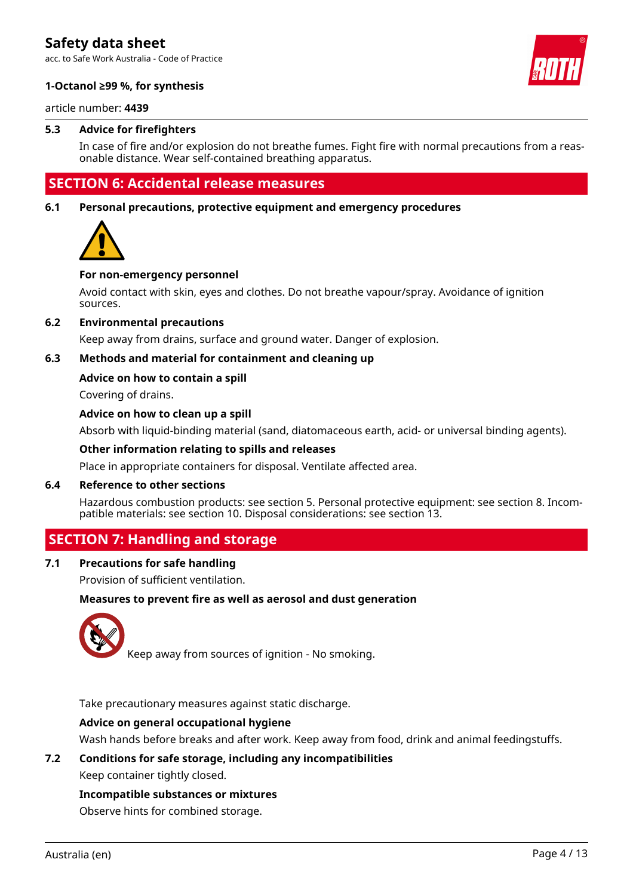### 5.3 Advice for firefighters

In case of fire and/or explosion do not breathe fumes. Fight fire with normal precautions from a reasonable distance. Wear self-contained breathing apparatus.

## SECTION 6: Accidental release measures

### 6.1 Personal precautions, protective equipment and emergency procedures

**For non-emergency personnel**

Avoid contact with skin, eyes and clothes. Do not breathe vapour/spray. Avoidance of ignition sources.

### 6.2 Environmental precautions

Keep away from drains, surface and ground water. Danger of explosion.

### 6.3 Methods and material for containment and cleaning up

**Advice on how to contain a spill**

Covering of drains.

**Advice on how to clean up a spill**

Absorb with liquid-binding material (sand, diatomaceous earth, acid- or universal binding agents).

**Other information relating to spills and releases**

Place in appropriate containers for disposal. Ventilate affected area.

### 6.4 Reference to other sections

Hazardous combustion products: see section 5. Personal protective equipment: see section 8. Incompatible materials: see section 10. Disposal considerations: see section 13.

## SECTION 7: Handling and storage

### 7.1 Precautions for safe handling

Provision of sufficient ventilation.

**Measures to prevent fire as well as aerosol and dust generation**

Keep away from sources of ignition - No smoking.

Take precautionary measures against static discharge.

**Advice on general occupational hygiene**

Wash hands before breaks and after work. Keep away from food, drink and animal feedingstuffs.

### 7.2 Conditions for safe storage, including any incompatibilities

Keep container tightly closed.

**Incompatible substances or mixtures**

Observe hints for combined storage.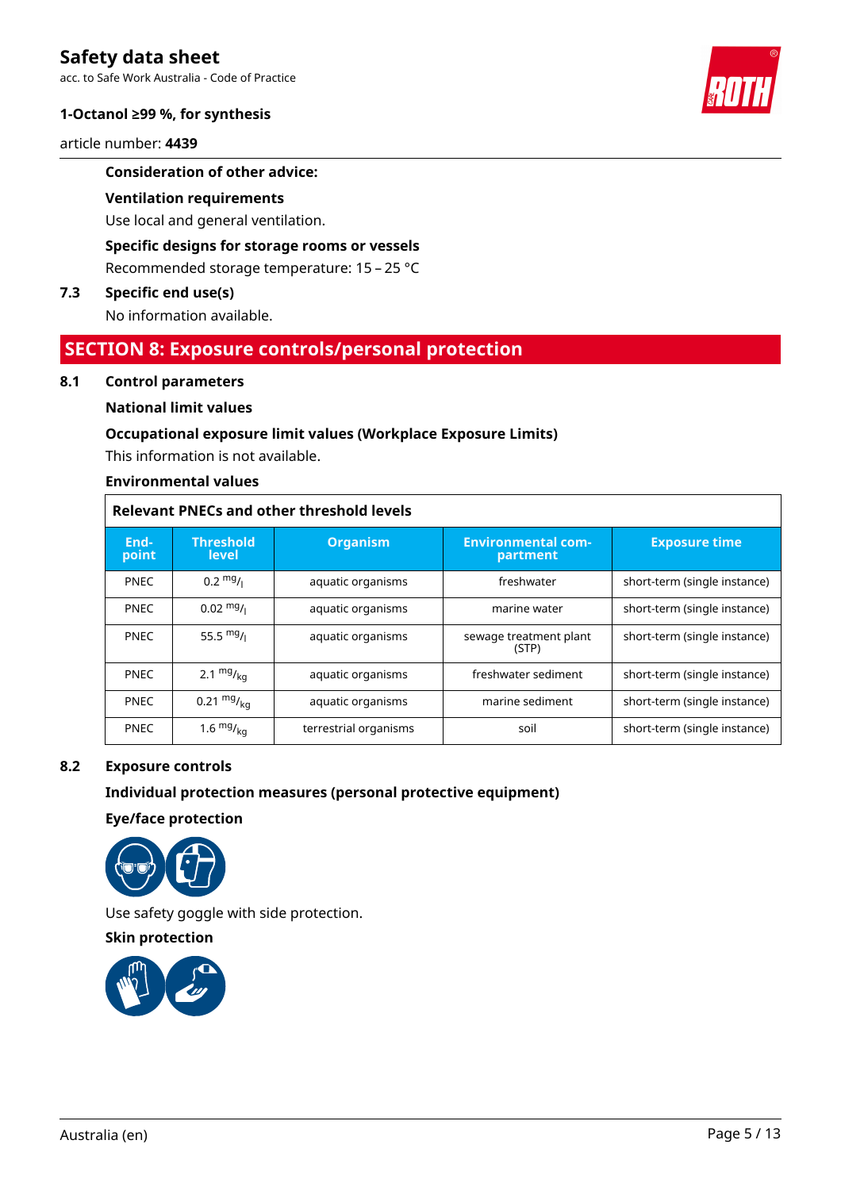**Consideration of other advice:**

**Ventilation requirements**

Use local and general ventilation.

**Specific designs for storage rooms or vessels**

Recommended storage temperature: 15 – 25 °C

## 7.3 Specific end use(s)

No information available.

# SECTION 8: Exposure controls/personal protection

## 8.1 Control parameters

**National limit values**

**Occupational exposure limit values (Workplace Exposure Limits)**

This information is not available.

**Environmental values**

**Relevant PNECs and other threshold levels**

| End-point | Threshold level | Organism | Environmental com-partment | Exposure time |
|---|---|---|---|---|
| PNEC | 0.2 $^{mg}/_{l}$ | aquatic organisms | freshwater | short-term (single instance) |
| PNEC | 0.02 $^{mg}/_{l}$ | aquatic organisms | marine water | short-term (single instance) |
| PNEC | 55.5 $^{mg}/_{l}$ | aquatic organisms | sewage treatment plant (STP) | short-term (single instance) |
| PNEC | 2.1 $^{mg}/_{kg}$ | aquatic organisms | freshwater sediment | short-term (single instance) |
| PNEC | 0.21 $^{mg}/_{kg}$ | aquatic organisms | marine sediment | short-term (single instance) |
| PNEC | 1.6 $^{mg}/_{kg}$ | terrestrial organisms | soil | short-term (single instance) |

## 8.2 Exposure controls

**Individual protection measures (personal protective equipment)**

**Eye/face protection**

Use safety goggle with side protection.

**Skin protection**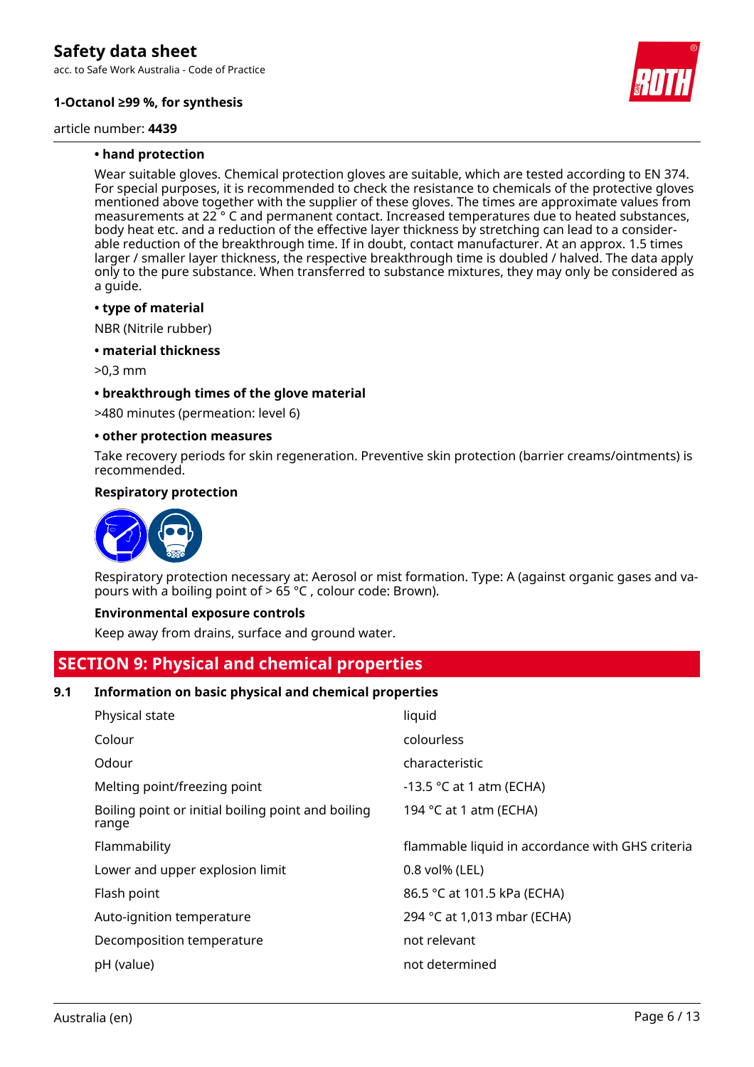**• hand protection**

Wear suitable gloves. Chemical protection gloves are suitable, which are tested according to EN 374. For special purposes, it is recommended to check the resistance to chemicals of the protective gloves mentioned above together with the supplier of these gloves. The times are approximate values from measurements at 22 ° C and permanent contact. Increased temperatures due to heated substances, body heat etc. and a reduction of the effective layer thickness by stretching can lead to a considerable reduction of the breakthrough time. If in doubt, contact manufacturer. At an approx. 1.5 times larger / smaller layer thickness, the respective breakthrough time is doubled / halved. The data apply only to the pure substance. When transferred to substance mixtures, they may only be considered as a guide.

**• type of material**

NBR (Nitrile rubber)

**• material thickness**

>0,3 mm

**• breakthrough times of the glove material**

>480 minutes (permeation: level 6)

**• other protection measures**

Take recovery periods for skin regeneration. Preventive skin protection (barrier creams/ointments) is recommended.

**Respiratory protection**

Respiratory protection necessary at: Aerosol or mist formation. Type: A (against organic gases and vapours with a boiling point of > 65 °C , colour code: Brown).

**Environmental exposure controls**

Keep away from drains, surface and ground water.

## SECTION 9: Physical and chemical properties

### 9.1 Information on basic physical and chemical properties

| | |
|---|---|
| Physical state | liquid |
| Colour | colourless |
| Odour | characteristic |
| Melting point/freezing point | -13.5 °C at 1 atm (ECHA) |
| Boiling point or initial boiling point and boiling range | 194 °C at 1 atm (ECHA) |
| Flammability | flammable liquid in accordance with GHS criteria |
| Lower and upper explosion limit | 0.8 vol% (LEL) |
| Flash point | 86.5 °C at 101.5 kPa (ECHA) |
| Auto-ignition temperature | 294 °C at 1,013 mbar (ECHA) |
| Decomposition temperature | not relevant |
| pH (value) | not determined |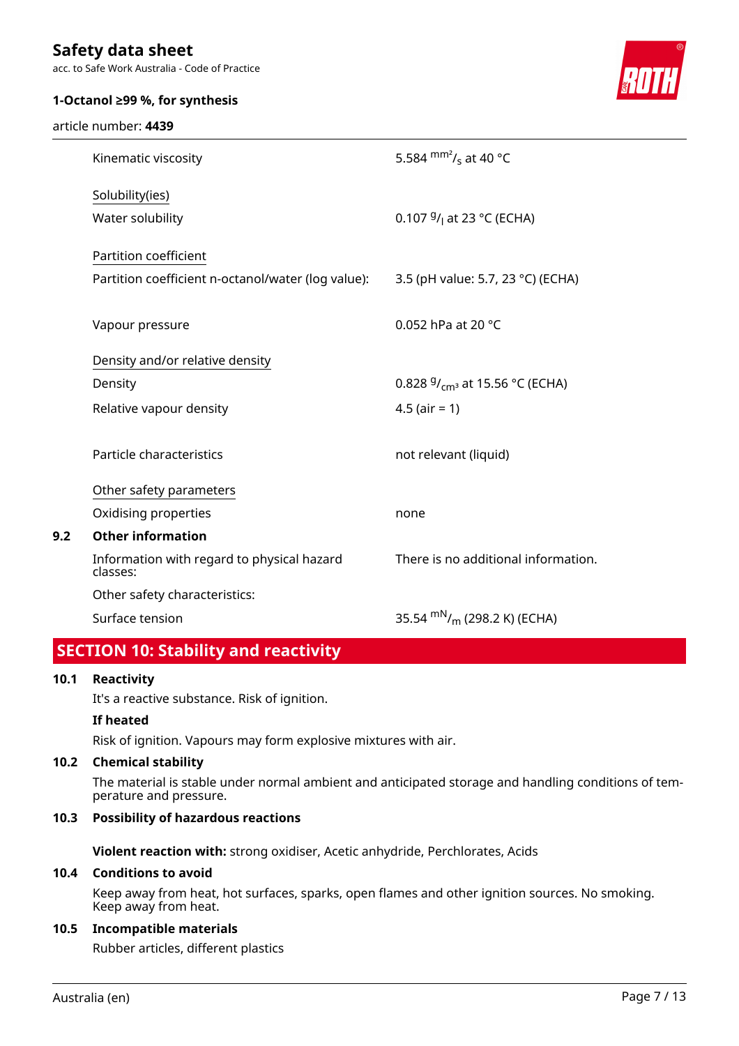| | |
|---|---|
| Kinematic viscosity | 5.584 $^{mm^2}/_{s}$ at 40 °C |
| Solubility(ies) | |
| Water solubility | 0.107 $^{g}/_{l}$ at 23 °C (ECHA) |
| Partition coefficient | |
| Partition coefficient n-octanol/water (log value): | 3.5 (pH value: 5.7, 23 °C) (ECHA) |
| Vapour pressure | 0.052 hPa at 20 °C |
| Density and/or relative density | |
| Density | 0.828 $^{g}/_{cm^3}$ at 15.56 °C (ECHA) |
| Relative vapour density | 4.5 (air = 1) |
| Particle characteristics | not relevant (liquid) |
| Other safety parameters | |
| Oxidising properties | none |

### 9.2 Other information

| | |
|---|---|
| Information with regard to physical hazard classes: | There is no additional information. |
| Other safety characteristics: | |
| Surface tension | 35.54 $^{mN}/_{m}$ (298.2 K) (ECHA) |

## SECTION 10: Stability and reactivity

### 10.1 Reactivity

It's a reactive substance. Risk of ignition.

**If heated**

Risk of ignition. Vapours may form explosive mixtures with air.

### 10.2 Chemical stability

The material is stable under normal ambient and anticipated storage and handling conditions of temperature and pressure.

### 10.3 Possibility of hazardous reactions

**Violent reaction with:** strong oxidiser, Acetic anhydride, Perchlorates, Acids

### 10.4 Conditions to avoid

Keep away from heat, hot surfaces, sparks, open flames and other ignition sources. No smoking. Keep away from heat.

### 10.5 Incompatible materials

Rubber articles, different plastics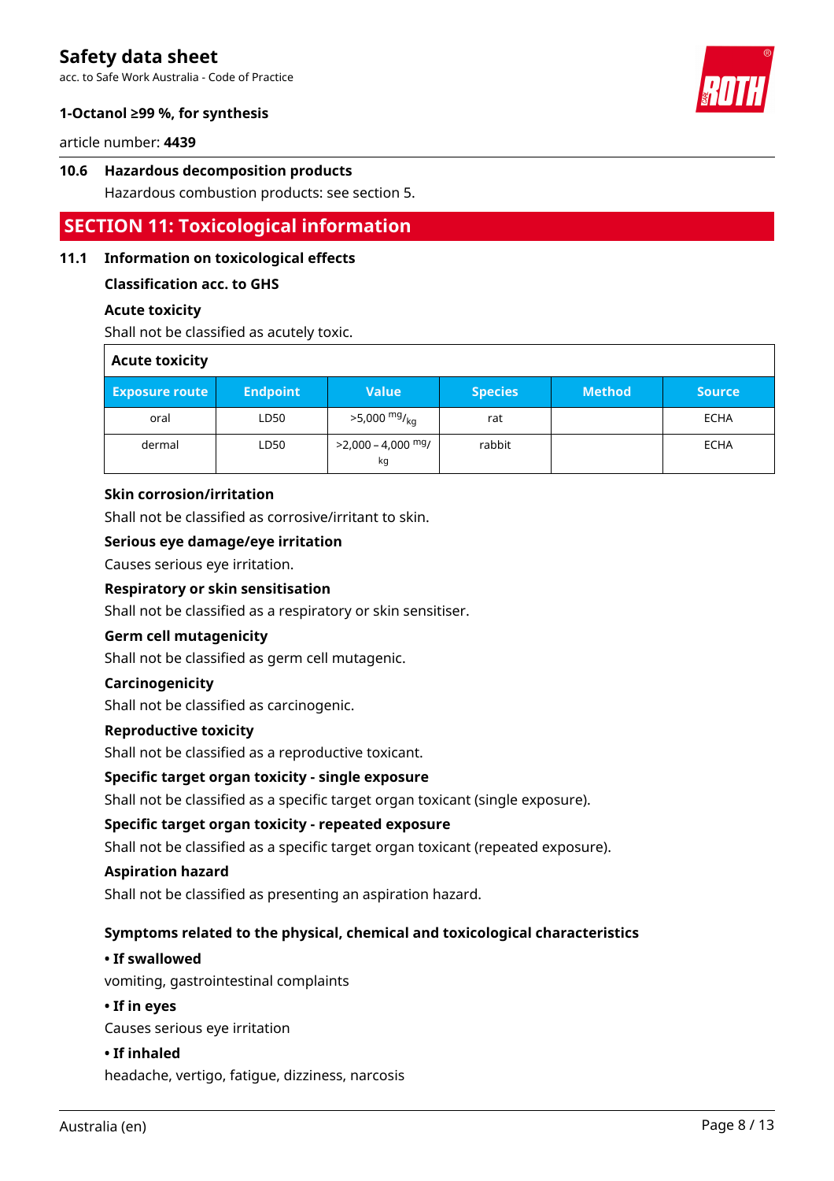### 10.6 Hazardous decomposition products

Hazardous combustion products: see section 5.

## SECTION 11: Toxicological information

### 11.1 Information on toxicological effects

**Classification acc. to GHS**

**Acute toxicity**

Shall not be classified as acutely toxic.

**Acute toxicity**

| Exposure route | Endpoint | Value | Species | Method | Source |
|---|---|---|---|---|---|
| oral | LD50 | >5,000 $^{mg}/_{kg}$ | rat | | ECHA |
| dermal | LD50 | >2,000 – 4,000 $^{mg}/_{kg}$ | rabbit | | ECHA |

**Skin corrosion/irritation**

Shall not be classified as corrosive/irritant to skin.

**Serious eye damage/eye irritation**

Causes serious eye irritation.

**Respiratory or skin sensitisation**

Shall not be classified as a respiratory or skin sensitiser.

**Germ cell mutagenicity**

Shall not be classified as germ cell mutagenic.

**Carcinogenicity**

Shall not be classified as carcinogenic.

**Reproductive toxicity**

Shall not be classified as a reproductive toxicant.

**Specific target organ toxicity - single exposure**

Shall not be classified as a specific target organ toxicant (single exposure).

**Specific target organ toxicity - repeated exposure**

Shall not be classified as a specific target organ toxicant (repeated exposure).

**Aspiration hazard**

Shall not be classified as presenting an aspiration hazard.

**Symptoms related to the physical, chemical and toxicological characteristics**

**• If swallowed**

vomiting, gastrointestinal complaints

**• If in eyes**

Causes serious eye irritation

**• If inhaled**

headache, vertigo, fatigue, dizziness, narcosis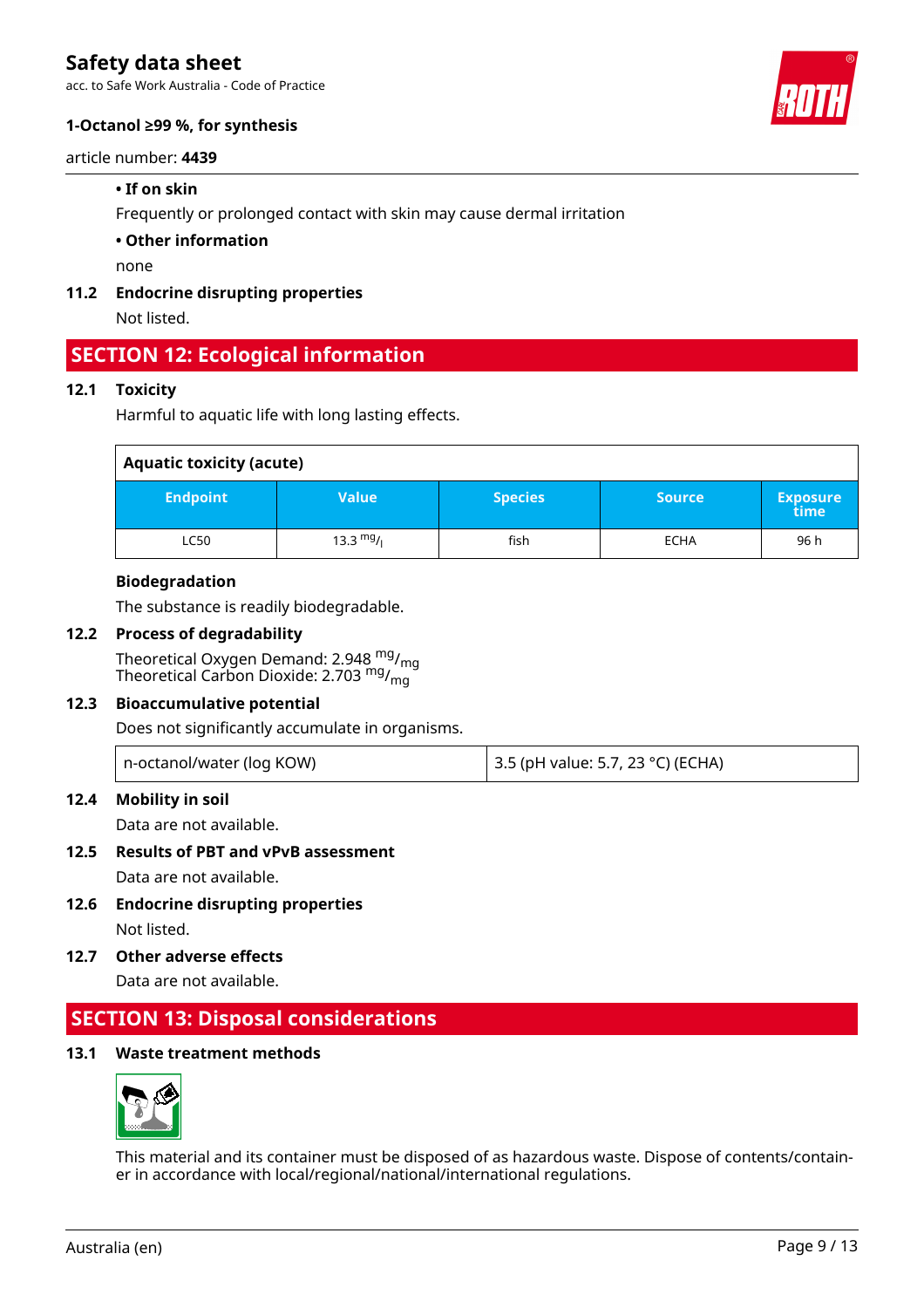- **If on skin**

Frequently or prolonged contact with skin may cause dermal irritation

- **Other information**

none

**11.2 Endocrine disrupting properties**

Not listed.

## SECTION 12: Ecological information

**12.1 Toxicity**

Harmful to aquatic life with long lasting effects.

| Aquatic toxicity (acute) | | | | |
|---|---|---|---|---|
| **Endpoint** | **Value** | **Species** | **Source** | **Exposure time** |
| LC50 | 13.3 $^{mg}/_{l}$ | fish | ECHA | 96 h |

**Biodegradation**

The substance is readily biodegradable.

**12.2 Process of degradability**

Theoretical Oxygen Demand: 2.948 $^{mg}/_{mg}$
Theoretical Carbon Dioxide: 2.703 $^{mg}/_{mg}$

**12.3 Bioaccumulative potential**

Does not significantly accumulate in organisms.

| n-octanol/water (log KOW) | 3.5 (pH value: 5.7, 23 °C) (ECHA) |
|---|---|

**12.4 Mobility in soil**

Data are not available.

**12.5 Results of PBT and vPvB assessment**

Data are not available.

**12.6 Endocrine disrupting properties**

Not listed.

**12.7 Other adverse effects**

Data are not available.

## SECTION 13: Disposal considerations

**13.1 Waste treatment methods**

This material and its container must be disposed of as hazardous waste. Dispose of contents/container in accordance with local/regional/national/international regulations.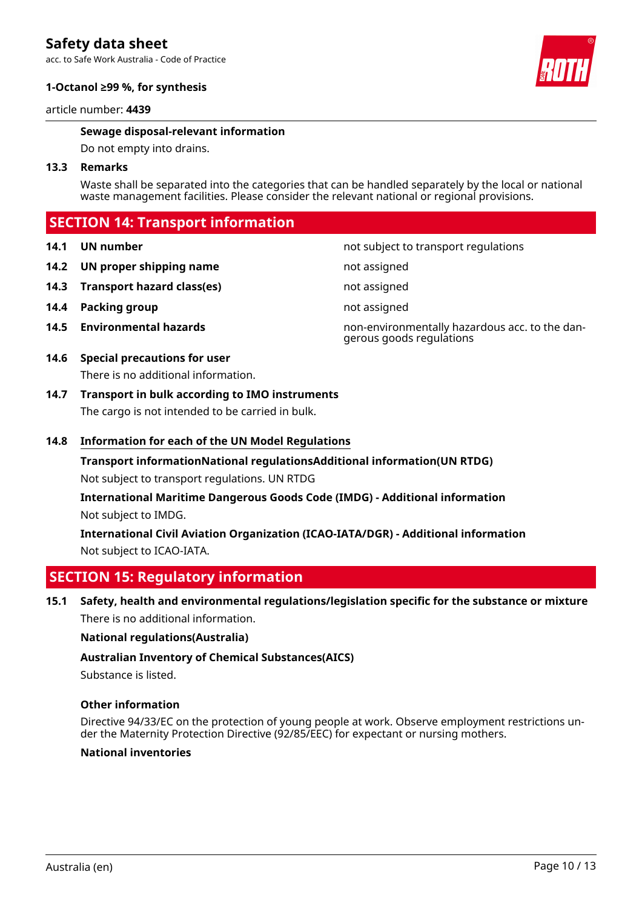**Sewage disposal-relevant information**

Do not empty into drains.

### 13.3 Remarks

Waste shall be separated into the categories that can be handled separately by the local or national waste management facilities. Please consider the relevant national or regional provisions.

## SECTION 14: Transport information

| | | |
|---|---|---|
| **14.1** | **UN number** | not subject to transport regulations |
| **14.2** | **UN proper shipping name** | not assigned |
| **14.3** | **Transport hazard class(es)** | not assigned |
| **14.4** | **Packing group** | not assigned |
| **14.5** | **Environmental hazards** | non-environmentally hazardous acc. to the dangerous goods regulations |

### 14.6 Special precautions for user

There is no additional information.

### 14.7 Transport in bulk according to IMO instruments

The cargo is not intended to be carried in bulk.

### 14.8 Information for each of the UN Model Regulations

**Transport informationNational regulationsAdditional information(UN RTDG)**

Not subject to transport regulations. UN RTDG

**International Maritime Dangerous Goods Code (IMDG) - Additional information**

Not subject to IMDG.

**International Civil Aviation Organization (ICAO-IATA/DGR) - Additional information**

Not subject to ICAO-IATA.

## SECTION 15: Regulatory information

### 15.1 Safety, health and environmental regulations/legislation specific for the substance or mixture

There is no additional information.

**National regulations(Australia)**

**Australian Inventory of Chemical Substances(AICS)**

Substance is listed.

**Other information**

Directive 94/33/EC on the protection of young people at work. Observe employment restrictions under the Maternity Protection Directive (92/85/EEC) for expectant or nursing mothers.

**National inventories**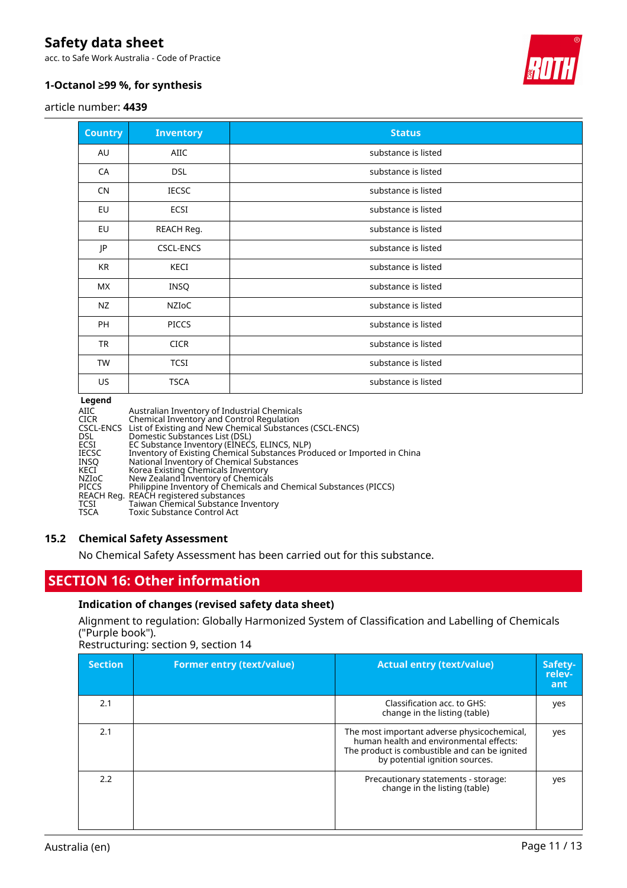| Country | Inventory | Status |
|---|---|---|
| AU | AIIC | substance is listed |
| CA | DSL | substance is listed |
| CN | IECSC | substance is listed |
| EU | ECSI | substance is listed |
| EU | REACH Reg. | substance is listed |
| JP | CSCL-ENCS | substance is listed |
| KR | KECI | substance is listed |
| MX | INSQ | substance is listed |
| NZ | NZIoC | substance is listed |
| PH | PICCS | substance is listed |
| TR | CICR | substance is listed |
| TW | TCSI | substance is listed |
| US | TSCA | substance is listed |

**Legend**

| | |
|---|---|
| AIIC | Australian Inventory of Industrial Chemicals |
| CICR | Chemical Inventory and Control Regulation |
| CSCL-ENCS | List of Existing and New Chemical Substances (CSCL-ENCS) |
| DSL | Domestic Substances List (DSL) |
| ECSI | EC Substance Inventory (EINECS, ELINCS, NLP) |
| IECSC | Inventory of Existing Chemical Substances Produced or Imported in China |
| INSQ | National Inventory of Chemical Substances |
| KECI | Korea Existing Chemicals Inventory |
| NZIoC | New Zealand Inventory of Chemicals |
| PICCS | Philippine Inventory of Chemicals and Chemical Substances (PICCS) |
| REACH Reg. | REACH registered substances |
| TCSI | Taiwan Chemical Substance Inventory |
| TSCA | Toxic Substance Control Act |

### 15.2 Chemical Safety Assessment

No Chemical Safety Assessment has been carried out for this substance.

## SECTION 16: Other information

### Indication of changes (revised safety data sheet)

Alignment to regulation: Globally Harmonized System of Classification and Labelling of Chemicals ("Purple book").

Restructuring: section 9, section 14

| Section | Former entry (text/value) | Actual entry (text/value) | Safety-relevant |
|---|---|---|---|
| 2.1 | | Classification acc. to GHS: change in the listing (table) | yes |
| 2.1 | | The most important adverse physicochemical, human health and environmental effects: The product is combustible and can be ignited by potential ignition sources. | yes |
| 2.2 | | Precautionary statements - storage: change in the listing (table) | yes |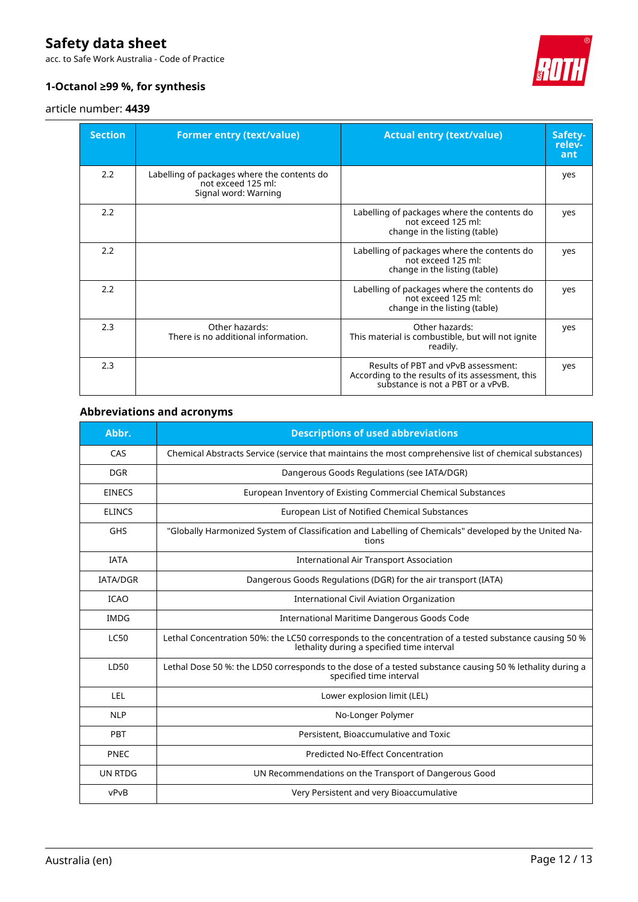| Section | Former entry (text/value) | Actual entry (text/value) | Safety-relevant |
|---|---|---|---|
| 2.2 | Labelling of packages where the contents do not exceed 125 ml:<br>Signal word: Warning | | yes |
| 2.2 | | Labelling of packages where the contents do not exceed 125 ml:<br>change in the listing (table) | yes |
| 2.2 | | Labelling of packages where the contents do not exceed 125 ml:<br>change in the listing (table) | yes |
| 2.2 | | Labelling of packages where the contents do not exceed 125 ml:<br>change in the listing (table) | yes |
| 2.3 | Other hazards:<br>There is no additional information. | Other hazards:<br>This material is combustible, but will not ignite readily. | yes |
| 2.3 | | Results of PBT and vPvB assessment:<br>According to the results of its assessment, this substance is not a PBT or a vPvB. | yes |

### Abbreviations and acronyms

| Abbr. | Descriptions of used abbreviations |
|---|---|
| CAS | Chemical Abstracts Service (service that maintains the most comprehensive list of chemical substances) |
| DGR | Dangerous Goods Regulations (see IATA/DGR) |
| EINECS | European Inventory of Existing Commercial Chemical Substances |
| ELINCS | European List of Notified Chemical Substances |
| GHS | "Globally Harmonized System of Classification and Labelling of Chemicals" developed by the United Nations |
| IATA | International Air Transport Association |
| IATA/DGR | Dangerous Goods Regulations (DGR) for the air transport (IATA) |
| ICAO | International Civil Aviation Organization |
| IMDG | International Maritime Dangerous Goods Code |
| LC50 | Lethal Concentration 50%: the LC50 corresponds to the concentration of a tested substance causing 50 % lethality during a specified time interval |
| LD50 | Lethal Dose 50 %: the LD50 corresponds to the dose of a tested substance causing 50 % lethality during a specified time interval |
| LEL | Lower explosion limit (LEL) |
| NLP | No-Longer Polymer |
| PBT | Persistent, Bioaccumulative and Toxic |
| PNEC | Predicted No-Effect Concentration |
| UN RTDG | UN Recommendations on the Transport of Dangerous Good |
| vPvB | Very Persistent and very Bioaccumulative |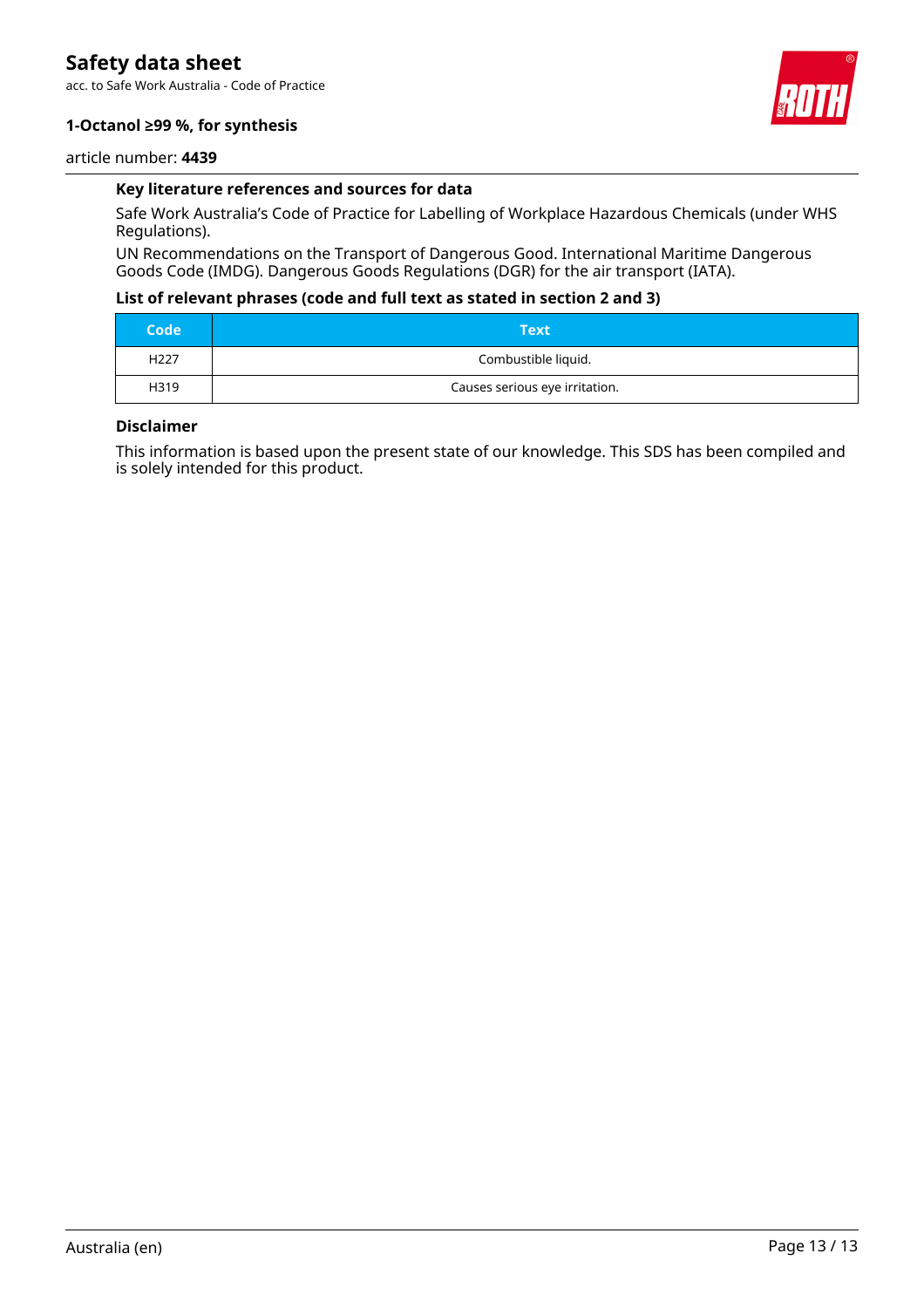### Key literature references and sources for data

Safe Work Australia's Code of Practice for Labelling of Workplace Hazardous Chemicals (under WHS Regulations).

UN Recommendations on the Transport of Dangerous Good. International Maritime Dangerous Goods Code (IMDG). Dangerous Goods Regulations (DGR) for the air transport (IATA).

### List of relevant phrases (code and full text as stated in section 2 and 3)

| Code | Text |
|---|---|
| H227 | Combustible liquid. |
| H319 | Causes serious eye irritation. |

### Disclaimer

This information is based upon the present state of our knowledge. This SDS has been compiled and is solely intended for this product.